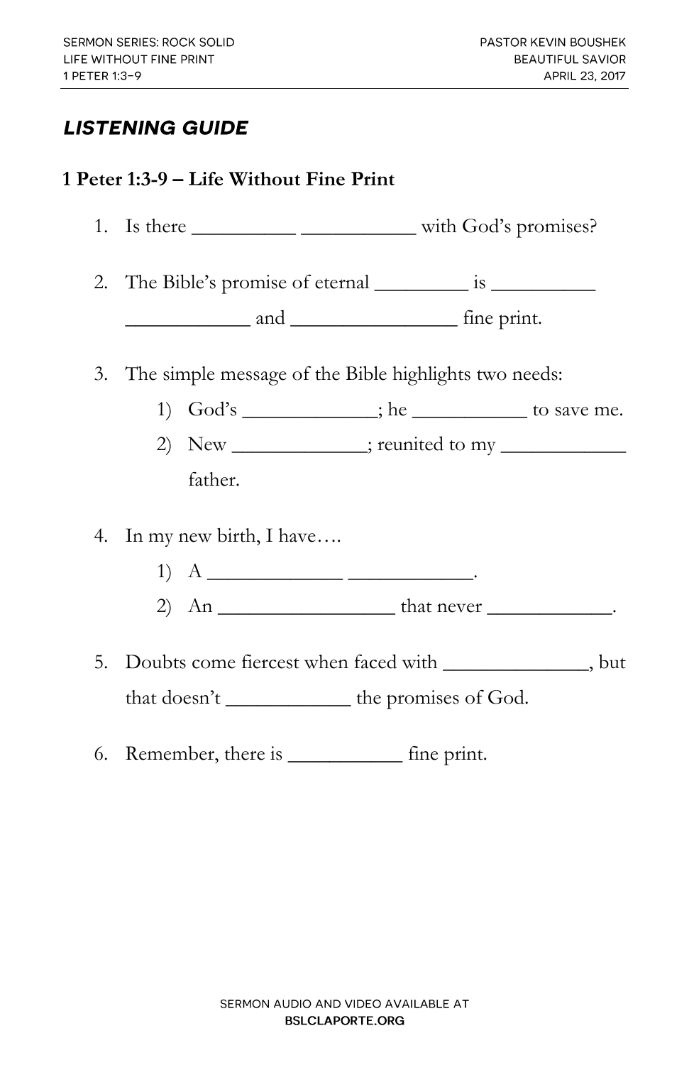## LISTENING GUIDE

### 1 Peter 1:3-9 – Life Without Fine Print

1. Is there __________ ___________ with God's promises?

2. The Bible's promise of eternal _________ is __________ ____________ and ________________ fine print.

3. The simple message of the Bible highlights two needs:
   1) God's _____________; he ___________ to save me.
   2) New _____________; reunited to my ____________ father.

4. In my new birth, I have….
   1) A _____________ ____________.
   2) An _________________ that never ____________.

5. Doubts come fiercest when faced with ______________, but that doesn't ____________ the promises of God.

6. Remember, there is ___________ fine print.

SERMON AUDIO AND VIDEO AVAILABLE AT
**BSLCLAPORTE.ORG**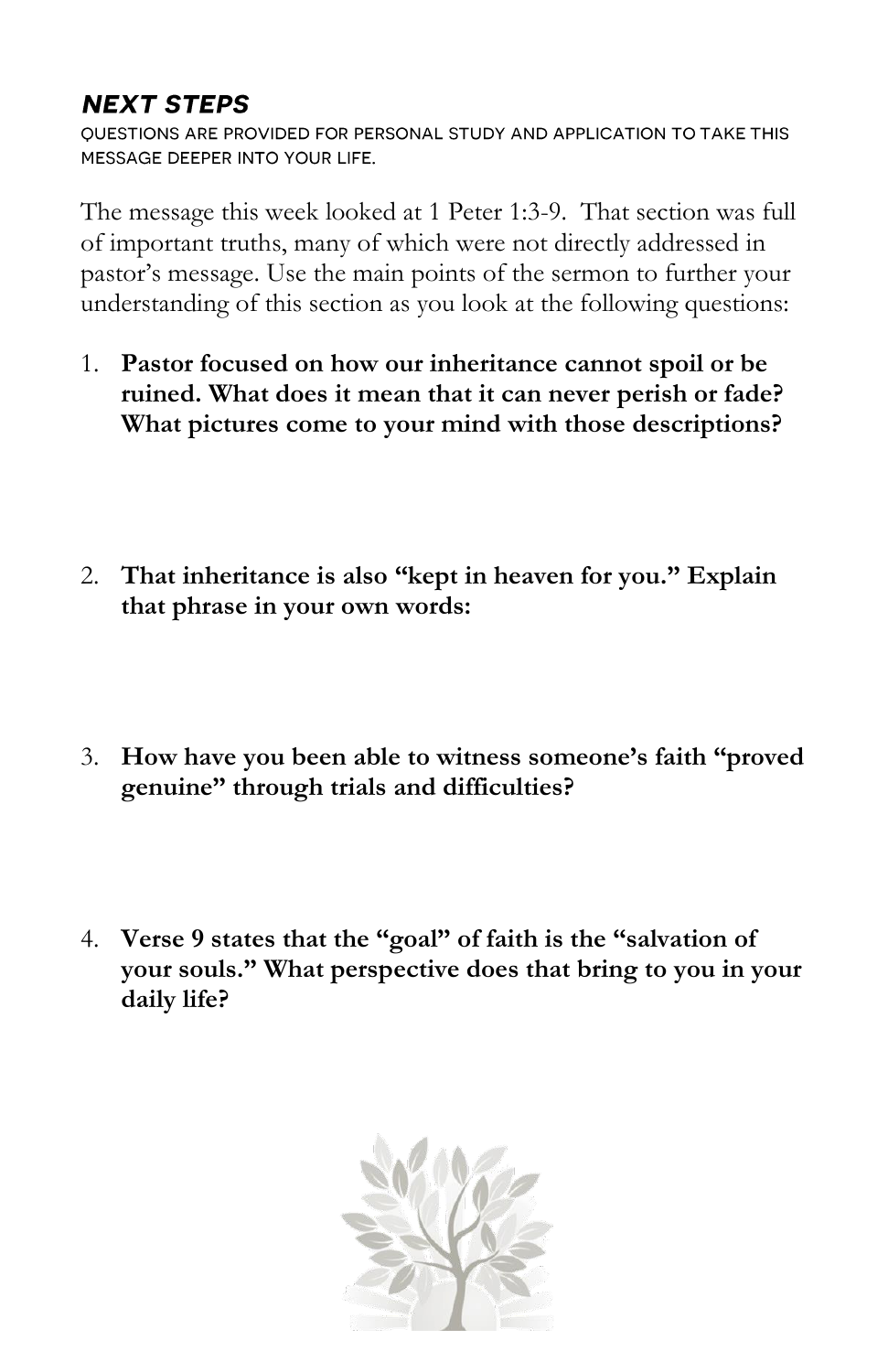## ***NEXT STEPS***

QUESTIONS ARE PROVIDED FOR PERSONAL STUDY AND APPLICATION TO TAKE THIS MESSAGE DEEPER INTO YOUR LIFE.

The message this week looked at 1 Peter 1:3-9. That section was full of important truths, many of which were not directly addressed in pastor's message. Use the main points of the sermon to further your understanding of this section as you look at the following questions:

1. **Pastor focused on how our inheritance cannot spoil or be ruined. What does it mean that it can never perish or fade? What pictures come to your mind with those descriptions?**

2. **That inheritance is also "kept in heaven for you." Explain that phrase in your own words:**

3. **How have you been able to witness someone's faith "proved genuine" through trials and difficulties?**

4. **Verse 9 states that the "goal" of faith is the "salvation of your souls." What perspective does that bring to you in your daily life?**